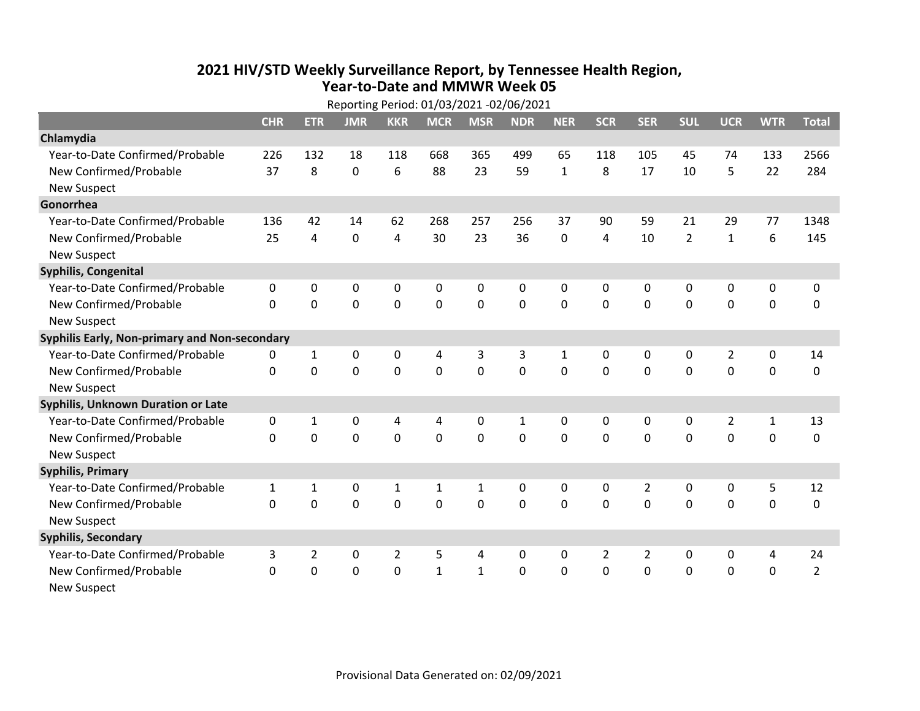# 2021 HIV/STD Weekly Surveillance Report, by Tennessee Health Region, Year-to-Date and MMWR Week 05

Reporting Period: 01/03/2021 -02/06/2021

| | CHR | ETR | JMR | KKR | MCR | MSR | NDR | NER | SCR | SER | SUL | UCR | WTR | Total |
|---|---|---|---|---|---|---|---|---|---|---|---|---|---|---|
| **Chlamydia** | | | | | | | | | | | | | | |
| Year-to-Date Confirmed/Probable | 226 | 132 | 18 | 118 | 668 | 365 | 499 | 65 | 118 | 105 | 45 | 74 | 133 | 2566 |
| New Confirmed/Probable | 37 | 8 | 0 | 6 | 88 | 23 | 59 | 1 | 8 | 17 | 10 | 5 | 22 | 284 |
| New Suspect | | | | | | | | | | | | | | |
| **Gonorrhea** | | | | | | | | | | | | | | |
| Year-to-Date Confirmed/Probable | 136 | 42 | 14 | 62 | 268 | 257 | 256 | 37 | 90 | 59 | 21 | 29 | 77 | 1348 |
| New Confirmed/Probable | 25 | 4 | 0 | 4 | 30 | 23 | 36 | 0 | 4 | 10 | 2 | 1 | 6 | 145 |
| New Suspect | | | | | | | | | | | | | | |
| **Syphilis, Congenital** | | | | | | | | | | | | | | |
| Year-to-Date Confirmed/Probable | 0 | 0 | 0 | 0 | 0 | 0 | 0 | 0 | 0 | 0 | 0 | 0 | 0 | 0 |
| New Confirmed/Probable | 0 | 0 | 0 | 0 | 0 | 0 | 0 | 0 | 0 | 0 | 0 | 0 | 0 | 0 |
| New Suspect | | | | | | | | | | | | | | |
| **Syphilis Early, Non-primary and Non-secondary** | | | | | | | | | | | | | | |
| Year-to-Date Confirmed/Probable | 0 | 1 | 0 | 0 | 4 | 3 | 3 | 1 | 0 | 0 | 0 | 2 | 0 | 14 |
| New Confirmed/Probable | 0 | 0 | 0 | 0 | 0 | 0 | 0 | 0 | 0 | 0 | 0 | 0 | 0 | 0 |
| New Suspect | | | | | | | | | | | | | | |
| **Syphilis, Unknown Duration or Late** | | | | | | | | | | | | | | |
| Year-to-Date Confirmed/Probable | 0 | 1 | 0 | 4 | 4 | 0 | 1 | 0 | 0 | 0 | 0 | 2 | 1 | 13 |
| New Confirmed/Probable | 0 | 0 | 0 | 0 | 0 | 0 | 0 | 0 | 0 | 0 | 0 | 0 | 0 | 0 |
| New Suspect | | | | | | | | | | | | | | |
| **Syphilis, Primary** | | | | | | | | | | | | | | |
| Year-to-Date Confirmed/Probable | 1 | 1 | 0 | 1 | 1 | 1 | 0 | 0 | 0 | 2 | 0 | 0 | 5 | 12 |
| New Confirmed/Probable | 0 | 0 | 0 | 0 | 0 | 0 | 0 | 0 | 0 | 0 | 0 | 0 | 0 | 0 |
| New Suspect | | | | | | | | | | | | | | |
| **Syphilis, Secondary** | | | | | | | | | | | | | | |
| Year-to-Date Confirmed/Probable | 3 | 2 | 0 | 2 | 5 | 4 | 0 | 0 | 2 | 2 | 0 | 0 | 4 | 24 |
| New Confirmed/Probable | 0 | 0 | 0 | 0 | 1 | 1 | 0 | 0 | 0 | 0 | 0 | 0 | 0 | 2 |
| New Suspect | | | | | | | | | | | | | | |

Provisional Data Generated on: 02/09/2021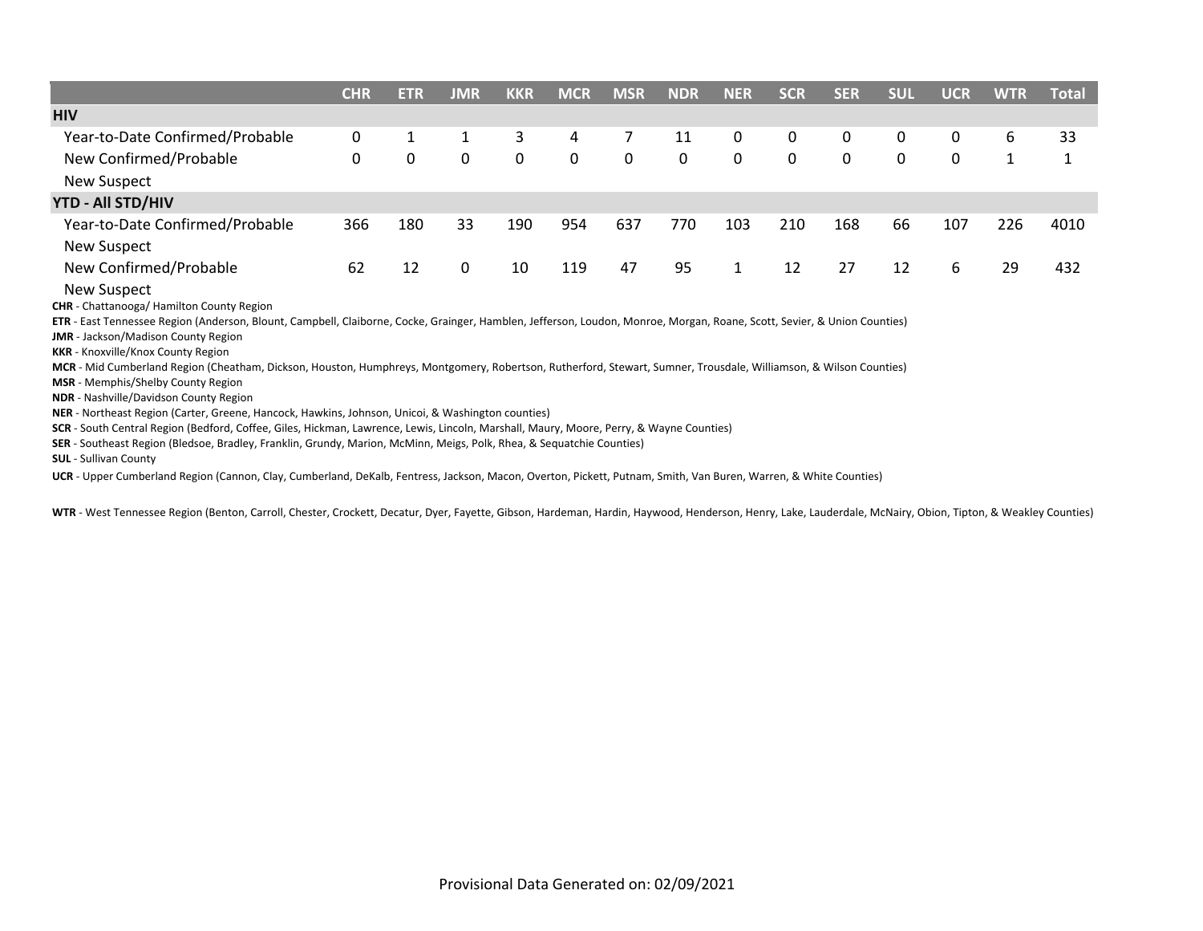| | CHR | ETR | JMR | KKR | MCR | MSR | NDR | NER | SCR | SER | SUL | UCR | WTR | Total |
|---|---|---|---|---|---|---|---|---|---|---|---|---|---|---|
| **HIV** | | | | | | | | | | | | | | |
| Year-to-Date Confirmed/Probable | 0 | 1 | 1 | 3 | 4 | 7 | 11 | 0 | 0 | 0 | 0 | 0 | 6 | 33 |
| New Confirmed/Probable | 0 | 0 | 0 | 0 | 0 | 0 | 0 | 0 | 0 | 0 | 0 | 0 | 1 | 1 |
| New Suspect | | | | | | | | | | | | | | |
| **YTD - All STD/HIV** | | | | | | | | | | | | | | |
| Year-to-Date Confirmed/Probable | 366 | 180 | 33 | 190 | 954 | 637 | 770 | 103 | 210 | 168 | 66 | 107 | 226 | 4010 |
| New Suspect | | | | | | | | | | | | | | |
| New Confirmed/Probable | 62 | 12 | 0 | 10 | 119 | 47 | 95 | 1 | 12 | 27 | 12 | 6 | 29 | 432 |
| New Suspect | | | | | | | | | | | | | | |

**CHR** - Chattanooga/ Hamilton County Region

**ETR** - East Tennessee Region (Anderson, Blount, Campbell, Claiborne, Cocke, Grainger, Hamblen, Jefferson, Loudon, Monroe, Morgan, Roane, Scott, Sevier, & Union Counties)

**JMR** - Jackson/Madison County Region

**KKR** - Knoxville/Knox County Region

**MCR** - Mid Cumberland Region (Cheatham, Dickson, Houston, Humphreys, Montgomery, Robertson, Rutherford, Stewart, Sumner, Trousdale, Williamson, & Wilson Counties)

**MSR** - Memphis/Shelby County Region

**NDR** - Nashville/Davidson County Region

**NER** - Northeast Region (Carter, Greene, Hancock, Hawkins, Johnson, Unicoi, & Washington counties)

**SCR** - South Central Region (Bedford, Coffee, Giles, Hickman, Lawrence, Lewis, Lincoln, Marshall, Maury, Moore, Perry, & Wayne Counties)

**SER** - Southeast Region (Bledsoe, Bradley, Franklin, Grundy, Marion, McMinn, Meigs, Polk, Rhea, & Sequatchie Counties)

**SUL** - Sullivan County

**UCR** - Upper Cumberland Region (Cannon, Clay, Cumberland, DeKalb, Fentress, Jackson, Macon, Overton, Pickett, Putnam, Smith, Van Buren, Warren, & White Counties)

**WTR** - West Tennessee Region (Benton, Carroll, Chester, Crockett, Decatur, Dyer, Fayette, Gibson, Hardeman, Hardin, Haywood, Henderson, Henry, Lake, Lauderdale, McNairy, Obion, Tipton, & Weakley Counties)

Provisional Data Generated on: 02/09/2021